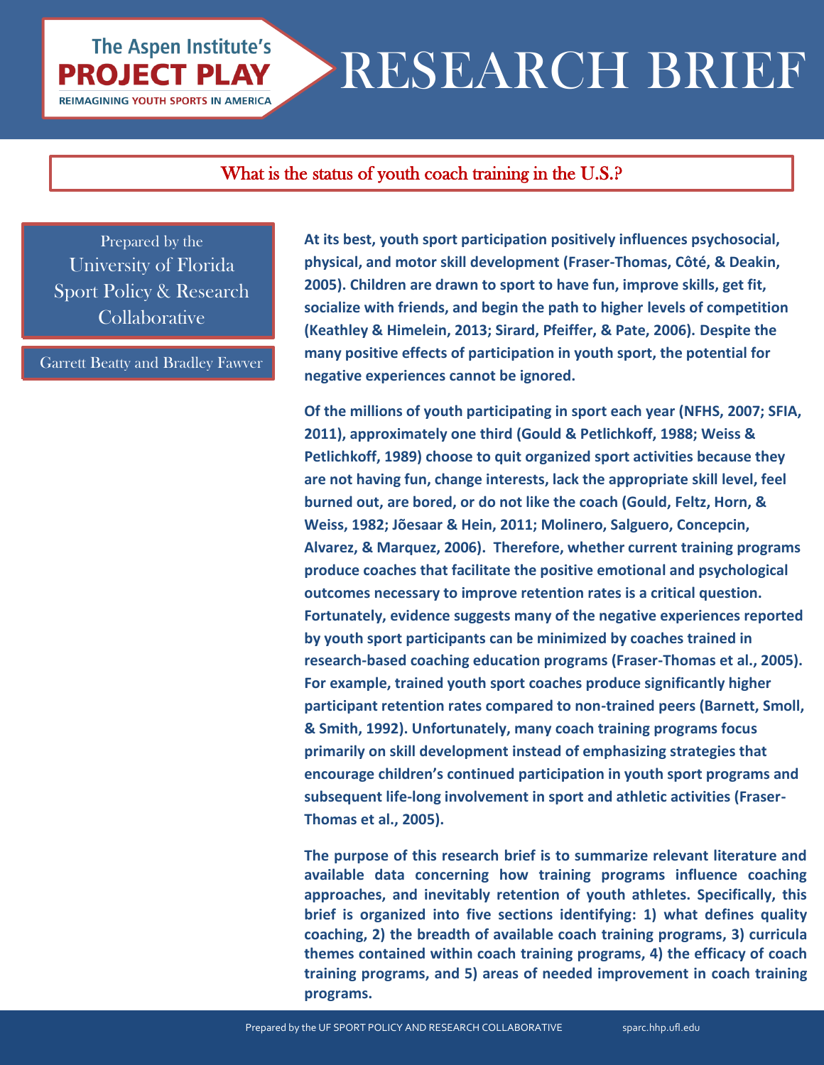The Aspen Institute's **PROJECT PLAY**

REIMAGINING YOUTH SPORTS IN AMERICA

# RESEARCH BRIEF

## What is the status of youth coach training in the U.S.?

Prepared by the University of Florida Sport Policy & Research Collaborative

Garrett Beatty and Bradley Fawver

**At its best, youth sport participation positively influences psychosocial, physical, and motor skill development (Fraser-Thomas, Côté, & Deakin, 2005). Children are drawn to sport to have fun, improve skills, get fit, socialize with friends, and begin the path to higher levels of competition (Keathley & Himelein, 2013; Sirard, Pfeiffer, & Pate, 2006). Despite the many positive effects of participation in youth sport, the potential for negative experiences cannot be ignored.**

**Of the millions of youth participating in sport each year (NFHS, 2007; SFIA, 2011), approximately one third (Gould & Petlichkoff, 1988; Weiss & Petlichkoff, 1989) choose to quit organized sport activities because they are not having fun, change interests, lack the appropriate skill level, feel burned out, are bored, or do not like the coach (Gould, Feltz, Horn, & Weiss, 1982; Jõesaar & Hein, 2011; Molinero, Salguero, Concepcin, Alvarez, & Marquez, 2006). Therefore, whether current training programs produce coaches that facilitate the positive emotional and psychological outcomes necessary to improve retention rates is a critical question. Fortunately, evidence suggests many of the negative experiences reported by youth sport participants can be minimized by coaches trained in research-based coaching education programs (Fraser-Thomas et al., 2005). For example, trained youth sport coaches produce significantly higher participant retention rates compared to non-trained peers (Barnett, Smoll, & Smith, 1992). Unfortunately, many coach training programs focus primarily on skill development instead of emphasizing strategies that encourage children's continued participation in youth sport programs and subsequent life-long involvement in sport and athletic activities (Fraser-Thomas et al., 2005).**

**The purpose of this research brief is to summarize relevant literature and available data concerning how training programs influence coaching approaches, and inevitably retention of youth athletes. Specifically, this brief is organized into five sections identifying: 1) what defines quality coaching, 2) the breadth of available coach training programs, 3) curricula themes contained within coach training programs, 4) the efficacy of coach training programs, and 5) areas of needed improvement in coach training programs.**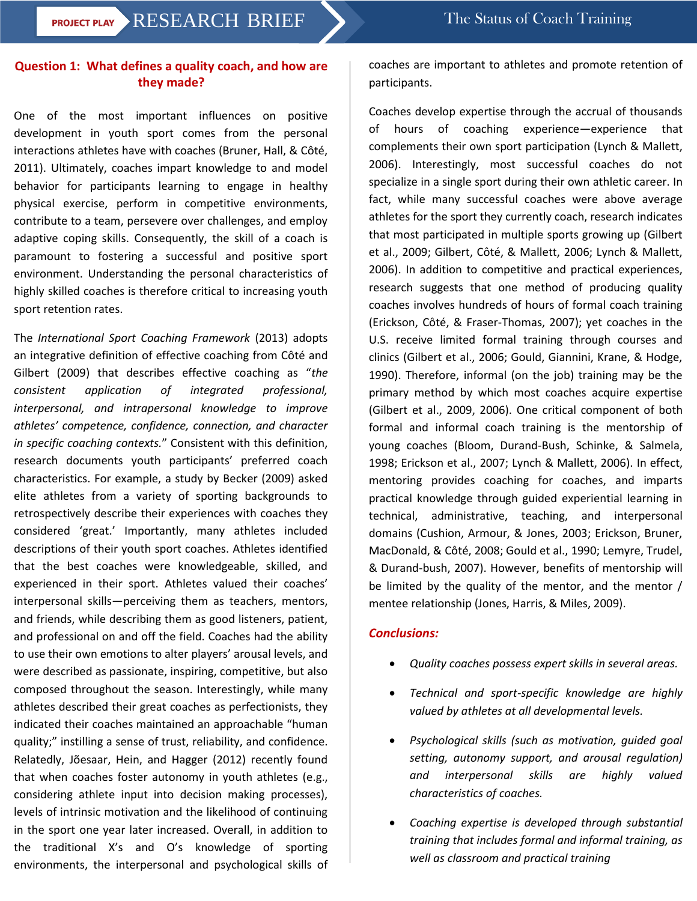## Question 1: What defines a quality coach, and how are they made?

One of the most important influences on positive development in youth sport comes from the personal interactions athletes have with coaches (Bruner, Hall, & Côté, 2011). Ultimately, coaches impart knowledge to and model behavior for participants learning to engage in healthy physical exercise, perform in competitive environments, contribute to a team, persevere over challenges, and employ adaptive coping skills. Consequently, the skill of a coach is paramount to fostering a successful and positive sport environment. Understanding the personal characteristics of highly skilled coaches is therefore critical to increasing youth sport retention rates.

The *International Sport Coaching Framework* (2013) adopts an integrative definition of effective coaching from Côté and Gilbert (2009) that describes effective coaching as "*the consistent application of integrated professional, interpersonal, and intrapersonal knowledge to improve athletes' competence, confidence, connection, and character in specific coaching contexts.*" Consistent with this definition, research documents youth participants' preferred coach characteristics. For example, a study by Becker (2009) asked elite athletes from a variety of sporting backgrounds to retrospectively describe their experiences with coaches they considered 'great.' Importantly, many athletes included descriptions of their youth sport coaches. Athletes identified that the best coaches were knowledgeable, skilled, and experienced in their sport. Athletes valued their coaches' interpersonal skills—perceiving them as teachers, mentors, and friends, while describing them as good listeners, patient, and professional on and off the field. Coaches had the ability to use their own emotions to alter players' arousal levels, and were described as passionate, inspiring, competitive, but also composed throughout the season. Interestingly, while many athletes described their great coaches as perfectionists, they indicated their coaches maintained an approachable "human quality;" instilling a sense of trust, reliability, and confidence. Relatedly, Jõesaar, Hein, and Hagger (2012) recently found that when coaches foster autonomy in youth athletes (e.g., considering athlete input into decision making processes), levels of intrinsic motivation and the likelihood of continuing in the sport one year later increased. Overall, in addition to the traditional X's and O's knowledge of sporting environments, the interpersonal and psychological skills of coaches are important to athletes and promote retention of participants.

Coaches develop expertise through the accrual of thousands of hours of coaching experience—experience that complements their own sport participation (Lynch & Mallett, 2006). Interestingly, most successful coaches do not specialize in a single sport during their own athletic career. In fact, while many successful coaches were above average athletes for the sport they currently coach, research indicates that most participated in multiple sports growing up (Gilbert et al., 2009; Gilbert, Côté, & Mallett, 2006; Lynch & Mallett, 2006). In addition to competitive and practical experiences, research suggests that one method of producing quality coaches involves hundreds of hours of formal coach training (Erickson, Côté, & Fraser-Thomas, 2007); yet coaches in the U.S. receive limited formal training through courses and clinics (Gilbert et al., 2006; Gould, Giannini, Krane, & Hodge, 1990). Therefore, informal (on the job) training may be the primary method by which most coaches acquire expertise (Gilbert et al., 2009, 2006). One critical component of both formal and informal coach training is the mentorship of young coaches (Bloom, Durand-Bush, Schinke, & Salmela, 1998; Erickson et al., 2007; Lynch & Mallett, 2006). In effect, mentoring provides coaching for coaches, and imparts practical knowledge through guided experiential learning in technical, administrative, teaching, and interpersonal domains (Cushion, Armour, & Jones, 2003; Erickson, Bruner, MacDonald, & Côté, 2008; Gould et al., 1990; Lemyre, Trudel, & Durand-bush, 2007). However, benefits of mentorship will be limited by the quality of the mentor, and the mentor / mentee relationship (Jones, Harris, & Miles, 2009).

### *Conclusions:*

- *Quality coaches possess expert skills in several areas.*
- *Technical and sport-specific knowledge are highly valued by athletes at all developmental levels.*
- *Psychological skills (such as motivation, guided goal setting, autonomy support, and arousal regulation) and interpersonal skills are highly valued characteristics of coaches.*
- *Coaching expertise is developed through substantial training that includes formal and informal training, as well as classroom and practical training*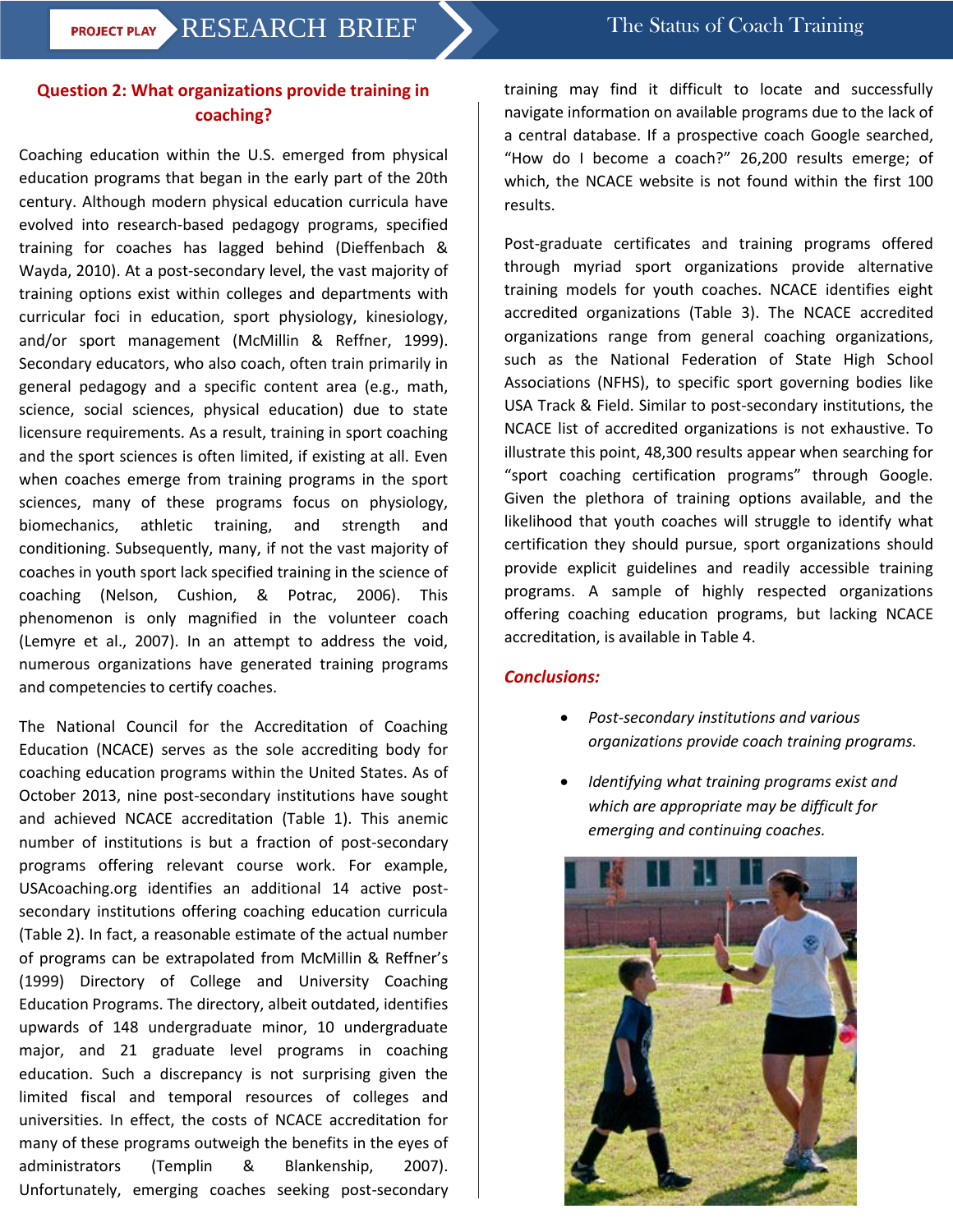## Question 2: What organizations provide training in coaching?

Coaching education within the U.S. emerged from physical education programs that began in the early part of the 20th century. Although modern physical education curricula have evolved into research-based pedagogy programs, specified training for coaches has lagged behind (Dieffenbach & Wayda, 2010). At a post-secondary level, the vast majority of training options exist within colleges and departments with curricular foci in education, sport physiology, kinesiology, and/or sport management (McMillin & Reffner, 1999). Secondary educators, who also coach, often train primarily in general pedagogy and a specific content area (e.g., math, science, social sciences, physical education) due to state licensure requirements. As a result, training in sport coaching and the sport sciences is often limited, if existing at all. Even when coaches emerge from training programs in the sport sciences, many of these programs focus on physiology, biomechanics, athletic training, and strength and conditioning. Subsequently, many, if not the vast majority of coaches in youth sport lack specified training in the science of coaching (Nelson, Cushion, & Potrac, 2006). This phenomenon is only magnified in the volunteer coach (Lemyre et al., 2007). In an attempt to address the void, numerous organizations have generated training programs and competencies to certify coaches.

The National Council for the Accreditation of Coaching Education (NCACE) serves as the sole accrediting body for coaching education programs within the United States. As of October 2013, nine post-secondary institutions have sought and achieved NCACE accreditation (Table 1). This anemic number of institutions is but a fraction of post-secondary programs offering relevant course work. For example, USAcoaching.org identifies an additional 14 active post-secondary institutions offering coaching education curricula (Table 2). In fact, a reasonable estimate of the actual number of programs can be extrapolated from McMillin & Reffner's (1999) Directory of College and University Coaching Education Programs. The directory, albeit outdated, identifies upwards of 148 undergraduate minor, 10 undergraduate major, and 21 graduate level programs in coaching education. Such a discrepancy is not surprising given the limited fiscal and temporal resources of colleges and universities. In effect, the costs of NCACE accreditation for many of these programs outweigh the benefits in the eyes of administrators (Templin & Blankenship, 2007). Unfortunately, emerging coaches seeking post-secondary training may find it difficult to locate and successfully navigate information on available programs due to the lack of a central database. If a prospective coach Google searched, "How do I become a coach?" 26,200 results emerge; of which, the NCACE website is not found within the first 100 results.

Post-graduate certificates and training programs offered through myriad sport organizations provide alternative training models for youth coaches. NCACE identifies eight accredited organizations (Table 3). The NCACE accredited organizations range from general coaching organizations, such as the National Federation of State High School Associations (NFHS), to specific sport governing bodies like USA Track & Field. Similar to post-secondary institutions, the NCACE list of accredited organizations is not exhaustive. To illustrate this point, 48,300 results appear when searching for "sport coaching certification programs" through Google. Given the plethora of training options available, and the likelihood that youth coaches will struggle to identify what certification they should pursue, sport organizations should provide explicit guidelines and readily accessible training programs. A sample of highly respected organizations offering coaching education programs, but lacking NCACE accreditation, is available in Table 4.

### *Conclusions:*

- *Post-secondary institutions and various organizations provide coach training programs.*
- *Identifying what training programs exist and which are appropriate may be difficult for emerging and continuing coaches.*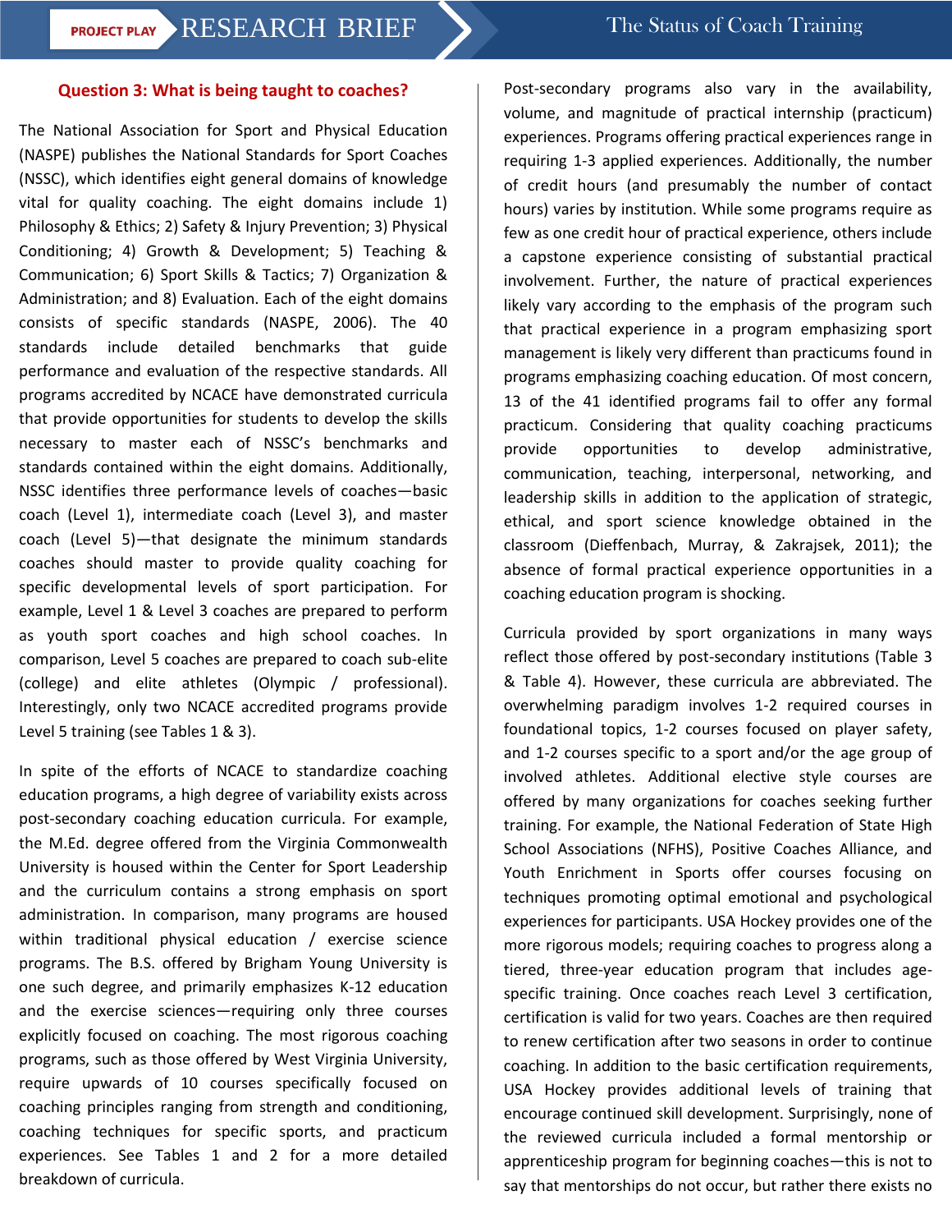### Question 3: What is being taught to coaches?

The National Association for Sport and Physical Education (NASPE) publishes the National Standards for Sport Coaches (NSSC), which identifies eight general domains of knowledge vital for quality coaching. The eight domains include 1) Philosophy & Ethics; 2) Safety & Injury Prevention; 3) Physical Conditioning; 4) Growth & Development; 5) Teaching & Communication; 6) Sport Skills & Tactics; 7) Organization & Administration; and 8) Evaluation. Each of the eight domains consists of specific standards (NASPE, 2006). The 40 standards include detailed benchmarks that guide performance and evaluation of the respective standards. All programs accredited by NCACE have demonstrated curricula that provide opportunities for students to develop the skills necessary to master each of NSSC's benchmarks and standards contained within the eight domains. Additionally, NSSC identifies three performance levels of coaches—basic coach (Level 1), intermediate coach (Level 3), and master coach (Level 5)—that designate the minimum standards coaches should master to provide quality coaching for specific developmental levels of sport participation. For example, Level 1 & Level 3 coaches are prepared to perform as youth sport coaches and high school coaches. In comparison, Level 5 coaches are prepared to coach sub-elite (college) and elite athletes (Olympic / professional). Interestingly, only two NCACE accredited programs provide Level 5 training (see Tables 1 & 3).

In spite of the efforts of NCACE to standardize coaching education programs, a high degree of variability exists across post-secondary coaching education curricula. For example, the M.Ed. degree offered from the Virginia Commonwealth University is housed within the Center for Sport Leadership and the curriculum contains a strong emphasis on sport administration. In comparison, many programs are housed within traditional physical education / exercise science programs. The B.S. offered by Brigham Young University is one such degree, and primarily emphasizes K-12 education and the exercise sciences—requiring only three courses explicitly focused on coaching. The most rigorous coaching programs, such as those offered by West Virginia University, require upwards of 10 courses specifically focused on coaching principles ranging from strength and conditioning, coaching techniques for specific sports, and practicum experiences. See Tables 1 and 2 for a more detailed breakdown of curricula.

Post-secondary programs also vary in the availability, volume, and magnitude of practical internship (practicum) experiences. Programs offering practical experiences range in requiring 1-3 applied experiences. Additionally, the number of credit hours (and presumably the number of contact hours) varies by institution. While some programs require as few as one credit hour of practical experience, others include a capstone experience consisting of substantial practical involvement. Further, the nature of practical experiences likely vary according to the emphasis of the program such that practical experience in a program emphasizing sport management is likely very different than practicums found in programs emphasizing coaching education. Of most concern, 13 of the 41 identified programs fail to offer any formal practicum. Considering that quality coaching practicums provide opportunities to develop administrative, communication, teaching, interpersonal, networking, and leadership skills in addition to the application of strategic, ethical, and sport science knowledge obtained in the classroom (Dieffenbach, Murray, & Zakrajsek, 2011); the absence of formal practical experience opportunities in a coaching education program is shocking.

Curricula provided by sport organizations in many ways reflect those offered by post-secondary institutions (Table 3 & Table 4). However, these curricula are abbreviated. The overwhelming paradigm involves 1-2 required courses in foundational topics, 1-2 courses focused on player safety, and 1-2 courses specific to a sport and/or the age group of involved athletes. Additional elective style courses are offered by many organizations for coaches seeking further training. For example, the National Federation of State High School Associations (NFHS), Positive Coaches Alliance, and Youth Enrichment in Sports offer courses focusing on techniques promoting optimal emotional and psychological experiences for participants. USA Hockey provides one of the more rigorous models; requiring coaches to progress along a tiered, three-year education program that includes age-specific training. Once coaches reach Level 3 certification, certification is valid for two years. Coaches are then required to renew certification after two seasons in order to continue coaching. In addition to the basic certification requirements, USA Hockey provides additional levels of training that encourage continued skill development. Surprisingly, none of the reviewed curricula included a formal mentorship or apprenticeship program for beginning coaches—this is not to say that mentorships do not occur, but rather there exists no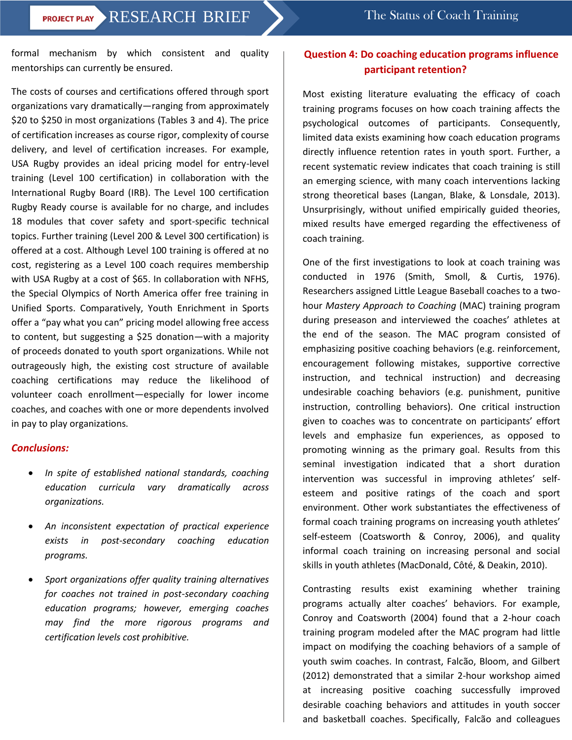formal mechanism by which consistent and quality mentorships can currently be ensured.

The costs of courses and certifications offered through sport organizations vary dramatically—ranging from approximately $20 to $250 in most organizations (Tables 3 and 4). The price of certification increases as course rigor, complexity of course delivery, and level of certification increases. For example, USA Rugby provides an ideal pricing model for entry-level training (Level 100 certification) in collaboration with the International Rugby Board (IRB). The Level 100 certification Rugby Ready course is available for no charge, and includes 18 modules that cover safety and sport-specific technical topics. Further training (Level 200 & Level 300 certification) is offered at a cost. Although Level 100 training is offered at no cost, registering as a Level 100 coach requires membership with USA Rugby at a cost of $65. In collaboration with NFHS, the Special Olympics of North America offer free training in Unified Sports. Comparatively, Youth Enrichment in Sports offer a "pay what you can" pricing model allowing free access to content, but suggesting a $25 donation—with a majority of proceeds donated to youth sport organizations. While not outrageously high, the existing cost structure of available coaching certifications may reduce the likelihood of volunteer coach enrollment—especially for lower income coaches, and coaches with one or more dependents involved in pay to play organizations.

***Conclusions:***

- *In spite of established national standards, coaching education curricula vary dramatically across organizations.*
- *An inconsistent expectation of practical experience exists in post-secondary coaching education programs.*
- *Sport organizations offer quality training alternatives for coaches not trained in post-secondary coaching education programs; however, emerging coaches may find the more rigorous programs and certification levels cost prohibitive.*

## Question 4: Do coaching education programs influence participant retention?

Most existing literature evaluating the efficacy of coach training programs focuses on how coach training affects the psychological outcomes of participants. Consequently, limited data exists examining how coach education programs directly influence retention rates in youth sport. Further, a recent systematic review indicates that coach training is still an emerging science, with many coach interventions lacking strong theoretical bases (Langan, Blake, & Lonsdale, 2013). Unsurprisingly, without unified empirically guided theories, mixed results have emerged regarding the effectiveness of coach training.

One of the first investigations to look at coach training was conducted in 1976 (Smith, Smoll, & Curtis, 1976). Researchers assigned Little League Baseball coaches to a two-hour *Mastery Approach to Coaching* (MAC) training program during preseason and interviewed the coaches' athletes at the end of the season. The MAC program consisted of emphasizing positive coaching behaviors (e.g. reinforcement, encouragement following mistakes, supportive corrective instruction, and technical instruction) and decreasing undesirable coaching behaviors (e.g. punishment, punitive instruction, controlling behaviors). One critical instruction given to coaches was to concentrate on participants' effort levels and emphasize fun experiences, as opposed to promoting winning as the primary goal. Results from this seminal investigation indicated that a short duration intervention was successful in improving athletes' self-esteem and positive ratings of the coach and sport environment. Other work substantiates the effectiveness of formal coach training programs on increasing youth athletes' self-esteem (Coatsworth & Conroy, 2006), and quality informal coach training on increasing personal and social skills in youth athletes (MacDonald, Côté, & Deakin, 2010).

Contrasting results exist examining whether training programs actually alter coaches' behaviors. For example, Conroy and Coatsworth (2004) found that a 2-hour coach training program modeled after the MAC program had little impact on modifying the coaching behaviors of a sample of youth swim coaches. In contrast, Falcão, Bloom, and Gilbert (2012) demonstrated that a similar 2-hour workshop aimed at increasing positive coaching successfully improved desirable coaching behaviors and attitudes in youth soccer and basketball coaches. Specifically, Falcão and colleagues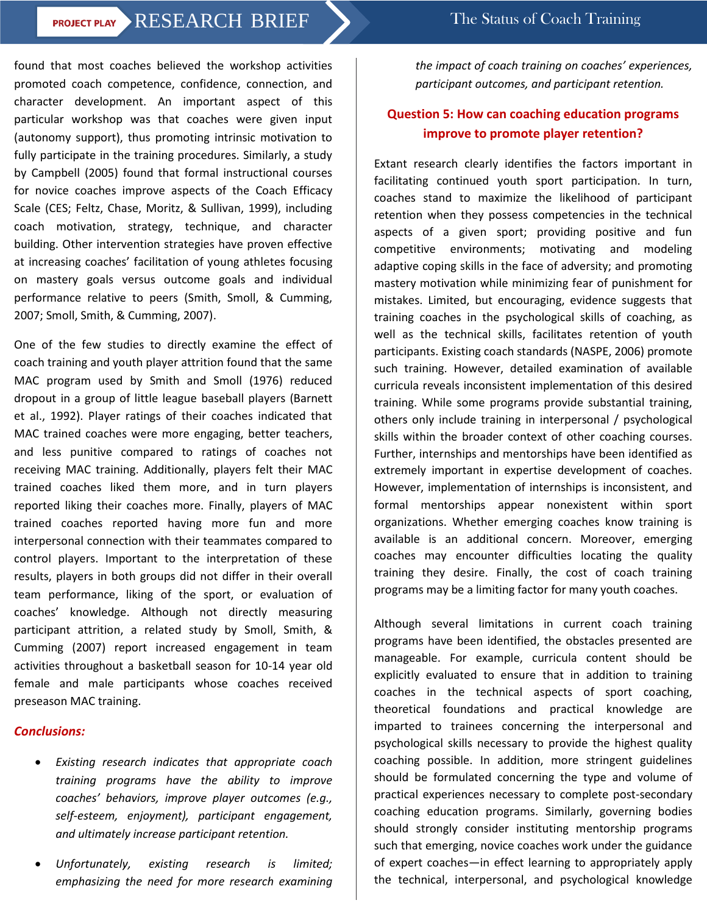found that most coaches believed the workshop activities promoted coach competence, confidence, connection, and character development. An important aspect of this particular workshop was that coaches were given input (autonomy support), thus promoting intrinsic motivation to fully participate in the training procedures. Similarly, a study by Campbell (2005) found that formal instructional courses for novice coaches improve aspects of the Coach Efficacy Scale (CES; Feltz, Chase, Moritz, & Sullivan, 1999), including coach motivation, strategy, technique, and character building. Other intervention strategies have proven effective at increasing coaches' facilitation of young athletes focusing on mastery goals versus outcome goals and individual performance relative to peers (Smith, Smoll, & Cumming, 2007; Smoll, Smith, & Cumming, 2007).

One of the few studies to directly examine the effect of coach training and youth player attrition found that the same MAC program used by Smith and Smoll (1976) reduced dropout in a group of little league baseball players (Barnett et al., 1992). Player ratings of their coaches indicated that MAC trained coaches were more engaging, better teachers, and less punitive compared to ratings of coaches not receiving MAC training. Additionally, players felt their MAC trained coaches liked them more, and in turn players reported liking their coaches more. Finally, players of MAC trained coaches reported having more fun and more interpersonal connection with their teammates compared to control players. Important to the interpretation of these results, players in both groups did not differ in their overall team performance, liking of the sport, or evaluation of coaches' knowledge. Although not directly measuring participant attrition, a related study by Smoll, Smith, & Cumming (2007) report increased engagement in team activities throughout a basketball season for 10-14 year old female and male participants whose coaches received preseason MAC training.

### *Conclusions:*

- *Existing research indicates that appropriate coach training programs have the ability to improve coaches' behaviors, improve player outcomes (e.g., self-esteem, enjoyment), participant engagement, and ultimately increase participant retention.*
- *Unfortunately, existing research is limited; emphasizing the need for more research examining the impact of coach training on coaches' experiences, participant outcomes, and participant retention.*

## Question 5: How can coaching education programs improve to promote player retention?

Extant research clearly identifies the factors important in facilitating continued youth sport participation. In turn, coaches stand to maximize the likelihood of participant retention when they possess competencies in the technical aspects of a given sport; providing positive and fun competitive environments; motivating and modeling adaptive coping skills in the face of adversity; and promoting mastery motivation while minimizing fear of punishment for mistakes. Limited, but encouraging, evidence suggests that training coaches in the psychological skills of coaching, as well as the technical skills, facilitates retention of youth participants. Existing coach standards (NASPE, 2006) promote such training. However, detailed examination of available curricula reveals inconsistent implementation of this desired training. While some programs provide substantial training, others only include training in interpersonal / psychological skills within the broader context of other coaching courses. Further, internships and mentorships have been identified as extremely important in expertise development of coaches. However, implementation of internships is inconsistent, and formal mentorships appear nonexistent within sport organizations. Whether emerging coaches know training is available is an additional concern. Moreover, emerging coaches may encounter difficulties locating the quality training they desire. Finally, the cost of coach training programs may be a limiting factor for many youth coaches.

Although several limitations in current coach training programs have been identified, the obstacles presented are manageable. For example, curricula content should be explicitly evaluated to ensure that in addition to training coaches in the technical aspects of sport coaching, theoretical foundations and practical knowledge are imparted to trainees concerning the interpersonal and psychological skills necessary to provide the highest quality coaching possible. In addition, more stringent guidelines should be formulated concerning the type and volume of practical experiences necessary to complete post-secondary coaching education programs. Similarly, governing bodies should strongly consider instituting mentorship programs such that emerging, novice coaches work under the guidance of expert coaches—in effect learning to appropriately apply the technical, interpersonal, and psychological knowledge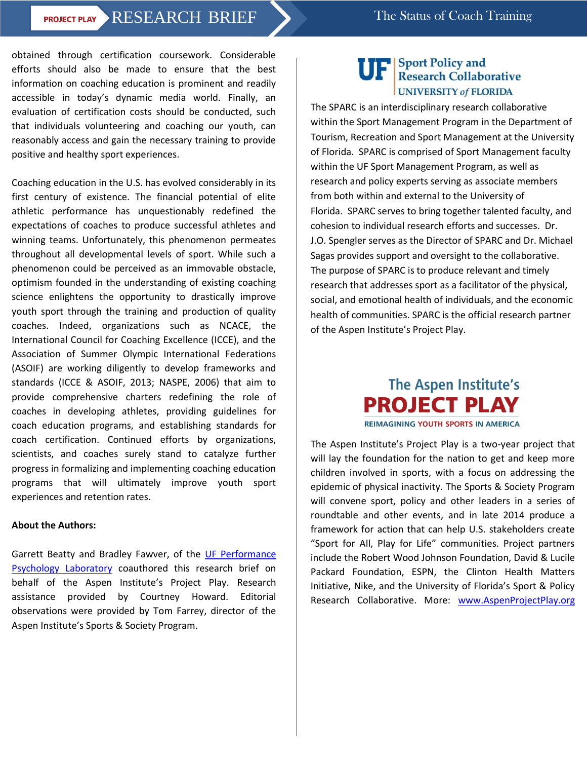obtained through certification coursework. Considerable efforts should also be made to ensure that the best information on coaching education is prominent and readily accessible in today's dynamic media world. Finally, an evaluation of certification costs should be conducted, such that individuals volunteering and coaching our youth, can reasonably access and gain the necessary training to provide positive and healthy sport experiences.

Coaching education in the U.S. has evolved considerably in its first century of existence. The financial potential of elite athletic performance has unquestionably redefined the expectations of coaches to produce successful athletes and winning teams. Unfortunately, this phenomenon permeates throughout all developmental levels of sport. While such a phenomenon could be perceived as an immovable obstacle, optimism founded in the understanding of existing coaching science enlightens the opportunity to drastically improve youth sport through the training and production of quality coaches. Indeed, organizations such as NCACE, the International Council for Coaching Excellence (ICCE), and the Association of Summer Olympic International Federations (ASOIF) are working diligently to develop frameworks and standards (ICCE & ASOIF, 2013; NASPE, 2006) that aim to provide comprehensive charters redefining the role of coaches in developing athletes, providing guidelines for coach education programs, and establishing standards for coach certification. Continued efforts by organizations, scientists, and coaches surely stand to catalyze further progress in formalizing and implementing coaching education programs that will ultimately improve youth sport experiences and retention rates.

**About the Authors:**

Garrett Beatty and Bradley Fawver, of the [UF Performance Psychology Laboratory] coauthored this research brief on behalf of the Aspen Institute's Project Play. Research assistance provided by Courtney Howard. Editorial observations were provided by Tom Farrey, director of the Aspen Institute's Sports & Society Program.

**UF | Sport Policy and Research Collaborative — UNIVERSITY of FLORIDA**

The SPARC is an interdisciplinary research collaborative within the Sport Management Program in the Department of Tourism, Recreation and Sport Management at the University of Florida. SPARC is comprised of Sport Management faculty within the UF Sport Management Program, as well as research and policy experts serving as associate members from both within and external to the University of Florida. SPARC serves to bring together talented faculty, and cohesion to individual research efforts and successes. Dr. J.O. Spengler serves as the Director of SPARC and Dr. Michael Sagas provides support and oversight to the collaborative. The purpose of SPARC is to produce relevant and timely research that addresses sport as a facilitator of the physical, social, and emotional health of individuals, and the economic health of communities. SPARC is the official research partner of the Aspen Institute's Project Play.

**The Aspen Institute's PROJECT PLAY — REIMAGINING YOUTH SPORTS IN AMERICA**

The Aspen Institute's Project Play is a two-year project that will lay the foundation for the nation to get and keep more children involved in sports, with a focus on addressing the epidemic of physical inactivity. The Sports & Society Program will convene sport, policy and other leaders in a series of roundtable and other events, and in late 2014 produce a framework for action that can help U.S. stakeholders create "Sport for All, Play for Life" communities. Project partners include the Robert Wood Johnson Foundation, David & Lucile Packard Foundation, ESPN, the Clinton Health Matters Initiative, Nike, and the University of Florida's Sport & Policy Research Collaborative. More: www.AspenProjectPlay.org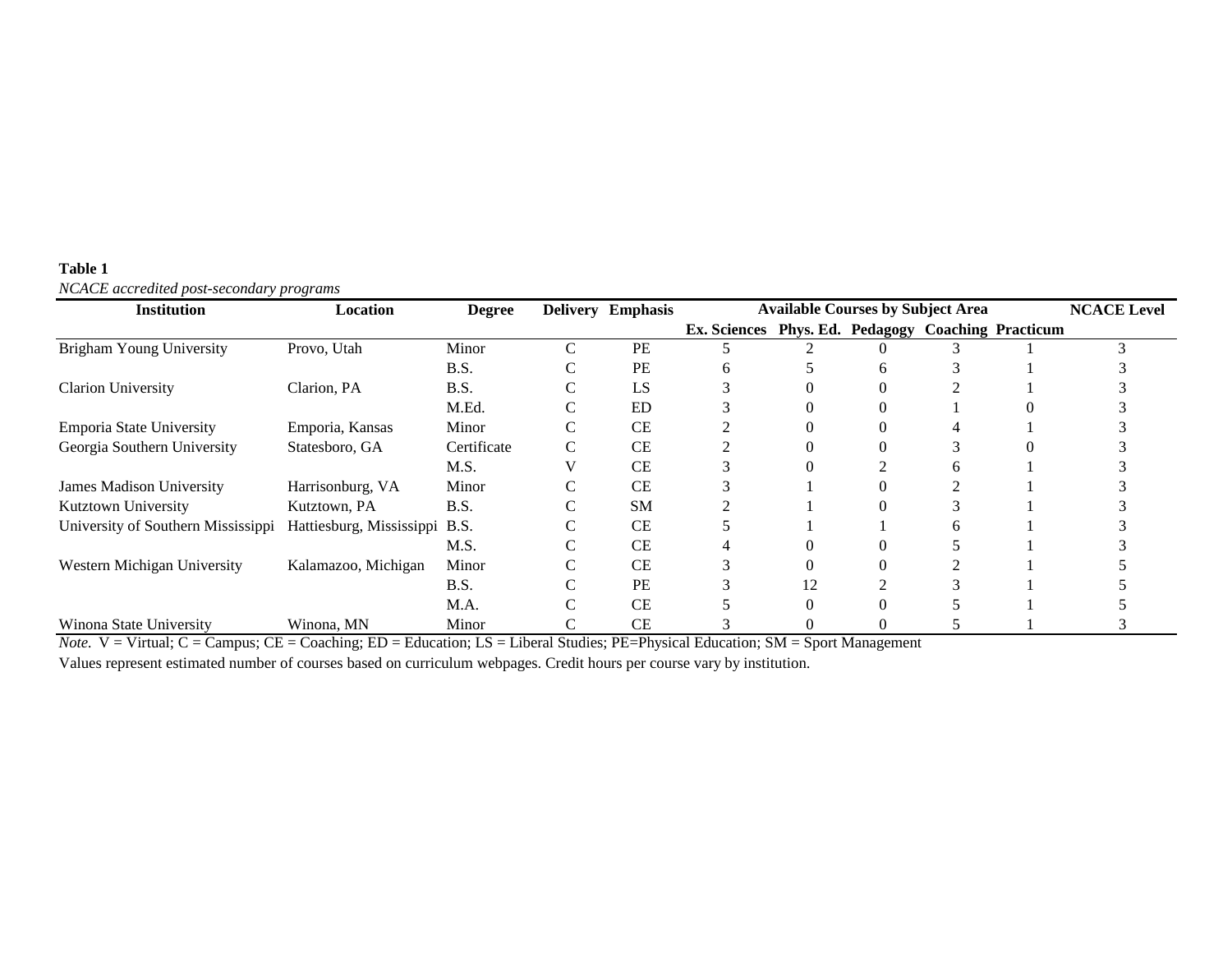**Table 1**

*NCACE accredited post-secondary programs*

| Institution | Location | Degree | Delivery | Emphasis | Available Courses by Subject Area | | | | | NCACE Level |
|---|---|---|---|---|---|---|---|---|---|---|
| | | | | | Ex. Sciences | Phys. Ed. | Pedagogy | Coaching | Practicum | |
| Brigham Young University | Provo, Utah | Minor | C | PE | 5 | 2 | 0 | 3 | 1 | 3 |
| | | B.S. | C | PE | 6 | 5 | 6 | 3 | 1 | 3 |
| Clarion University | Clarion, PA | B.S. | C | LS | 3 | 0 | 0 | 2 | 1 | 3 |
| | | M.Ed. | C | ED | 3 | 0 | 0 | 1 | 0 | 3 |
| Emporia State University | Emporia, Kansas | Minor | C | CE | 2 | 0 | 0 | 4 | 1 | 3 |
| Georgia Southern University | Statesboro, GA | Certificate | C | CE | 2 | 0 | 0 | 3 | 0 | 3 |
| | | M.S. | V | CE | 3 | 0 | 2 | 6 | 1 | 3 |
| James Madison University | Harrisonburg, VA | Minor | C | CE | 3 | 1 | 0 | 2 | 1 | 3 |
| Kutztown University | Kutztown, PA | B.S. | C | SM | 2 | 1 | 0 | 3 | 1 | 3 |
| University of Southern Mississippi | Hattiesburg, Mississippi | B.S. | C | CE | 5 | 1 | 1 | 6 | 1 | 3 |
| | | M.S. | C | CE | 4 | 0 | 0 | 5 | 1 | 3 |
| Western Michigan University | Kalamazoo, Michigan | Minor | C | CE | 3 | 0 | 0 | 2 | 1 | 5 |
| | | B.S. | C | PE | 3 | 12 | 2 | 3 | 1 | 5 |
| | | M.A. | C | CE | 5 | 0 | 0 | 5 | 1 | 5 |
| Winona State University | Winona, MN | Minor | C | CE | 3 | 0 | 0 | 5 | 1 | 3 |

*Note.* V = Virtual; C = Campus; CE = Coaching; ED = Education; LS = Liberal Studies; PE=Physical Education; SM = Sport Management

Values represent estimated number of courses based on curriculum webpages. Credit hours per course vary by institution.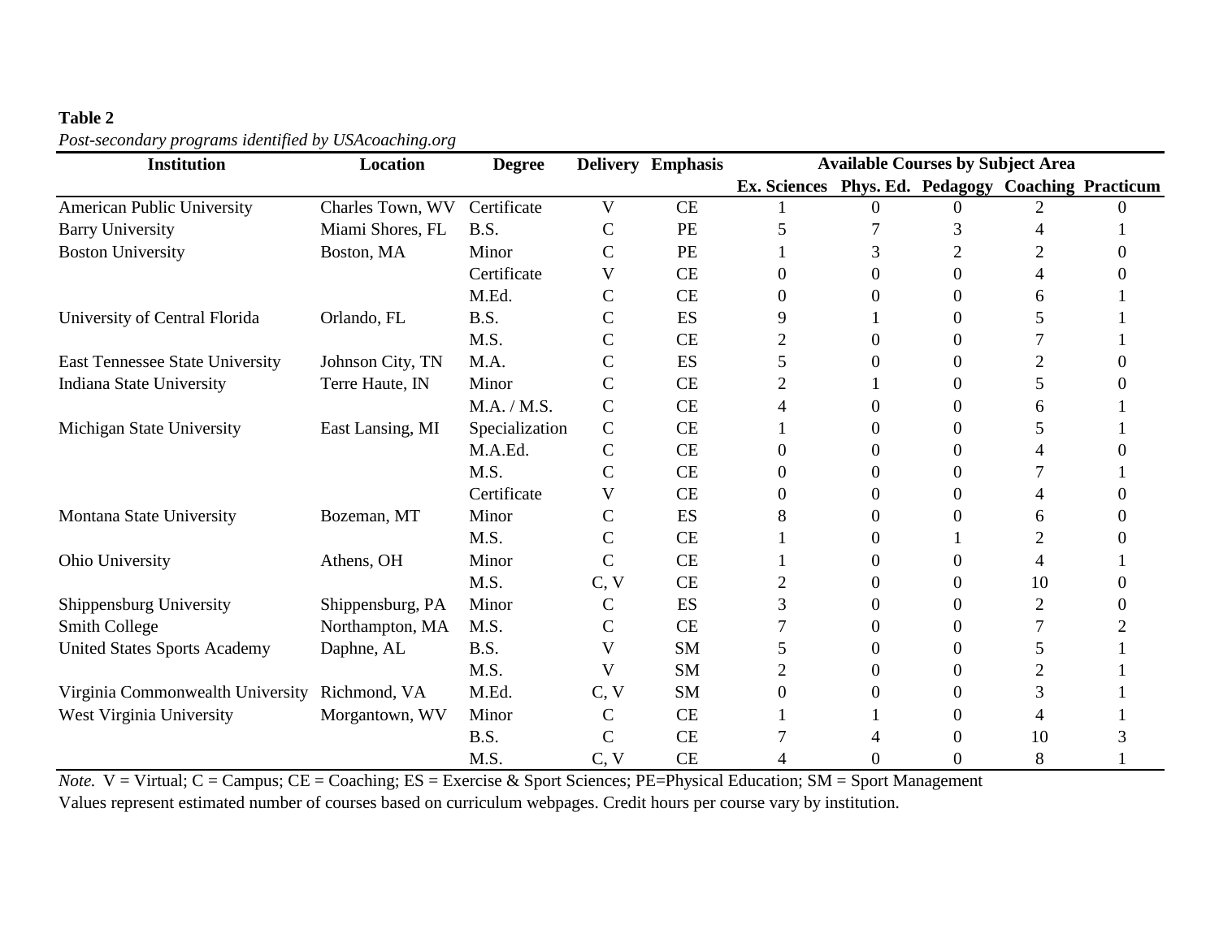**Table 2**

*Post-secondary programs identified by USAcoaching.org*

| Institution | Location | Degree | Delivery | Emphasis | Available Courses by Subject Area | | | | |
|---|---|---|---|---|---|---|---|---|---|
| | | | | | Ex. Sciences | Phys. Ed. | Pedagogy | Coaching | Practicum |
| American Public University | Charles Town, WV | Certificate | V | CE | 1 | 0 | 0 | 2 | 0 |
| Barry University | Miami Shores, FL | B.S. | C | PE | 5 | 7 | 3 | 4 | 1 |
| Boston University | Boston, MA | Minor | C | PE | 1 | 3 | 2 | 2 | 0 |
| | | Certificate | V | CE | 0 | 0 | 0 | 4 | 0 |
| | | M.Ed. | C | CE | 0 | 0 | 0 | 6 | 1 |
| University of Central Florida | Orlando, FL | B.S. | C | ES | 9 | 1 | 0 | 5 | 1 |
| | | M.S. | C | CE | 2 | 0 | 0 | 7 | 1 |
| East Tennessee State University | Johnson City, TN | M.A. | C | ES | 5 | 0 | 0 | 2 | 0 |
| Indiana State University | Terre Haute, IN | Minor | C | CE | 2 | 1 | 0 | 5 | 0 |
| | | M.A. / M.S. | C | CE | 4 | 0 | 0 | 6 | 1 |
| Michigan State University | East Lansing, MI | Specialization | C | CE | 1 | 0 | 0 | 5 | 1 |
| | | M.A.Ed. | C | CE | 0 | 0 | 0 | 4 | 0 |
| | | M.S. | C | CE | 0 | 0 | 0 | 7 | 1 |
| | | Certificate | V | CE | 0 | 0 | 0 | 4 | 0 |
| Montana State University | Bozeman, MT | Minor | C | ES | 8 | 0 | 0 | 6 | 0 |
| | | M.S. | C | CE | 1 | 0 | 1 | 2 | 0 |
| Ohio University | Athens, OH | Minor | C | CE | 1 | 0 | 0 | 4 | 1 |
| | | M.S. | C, V | CE | 2 | 0 | 0 | 10 | 0 |
| Shippensburg University | Shippensburg, PA | Minor | C | ES | 3 | 0 | 0 | 2 | 0 |
| Smith College | Northampton, MA | M.S. | C | CE | 7 | 0 | 0 | 7 | 2 |
| United States Sports Academy | Daphne, AL | B.S. | V | SM | 5 | 0 | 0 | 5 | 1 |
| | | M.S. | V | SM | 2 | 0 | 0 | 2 | 1 |
| Virginia Commonwealth University | Richmond, VA | M.Ed. | C, V | SM | 0 | 0 | 0 | 3 | 1 |
| West Virginia University | Morgantown, WV | Minor | C | CE | 1 | 1 | 0 | 4 | 1 |
| | | B.S. | C | CE | 7 | 4 | 0 | 10 | 3 |
| | | M.S. | C, V | CE | 4 | 0 | 0 | 8 | 1 |

*Note.* V = Virtual; C = Campus; CE = Coaching; ES = Exercise & Sport Sciences; PE=Physical Education; SM = Sport Management

Values represent estimated number of courses based on curriculum webpages. Credit hours per course vary by institution.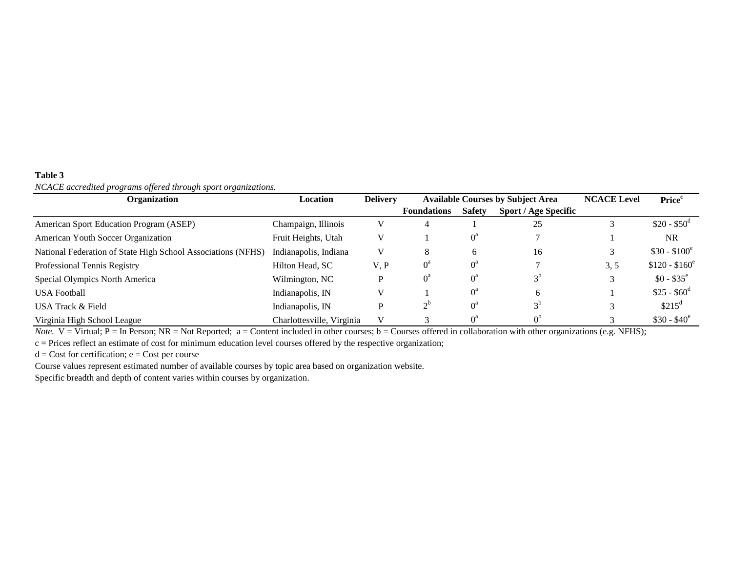**Table 3**

*NCACE accredited programs offered through sport organizations.*

| Organization | Location | Delivery | Available Courses by Subject Area | | | NCACE Level | Price[c] |
|---|---|---|---|---|---|---|---|
| | | | Foundations | Safety | Sport / Age Specific | | |
| American Sport Education Program (ASEP) | Champaign, Illinois | V | 4 | 1 | 25 | 3 | \$20 - \$50[d] |
| American Youth Soccer Organization | Fruit Heights, Utah | V | 1 | 0[a] | 7 | 1 | NR |
| National Federation of State High School Associations (NFHS) | Indianapolis, Indiana | V | 8 | 6 | 16 | 3 | \$30 - \$100[e] |
| Professional Tennis Registry | Hilton Head, SC | V, P | 0[a] | 0[a] | 7 | 3, 5 | \$120 - \$160[e] |
| Special Olympics North America | Wilmington, NC | P | 0[a] | 0[a] | 3[b] | 3 | \$0 - \$35[e] |
| USA Football | Indianapolis, IN | V | 1 | 0[a] | 6 | 1 | \$25 - \$60[d] |
| USA Track & Field | Indianapolis, IN | P | 2[b] | 0[a] | 3[b] | 3 | \$215[d] |
| Virginia High School League | Charlottesville, Virginia | V | 3 | 0[a] | 0[b] | 3 | \$30 - \$40[e] |

*Note.* V = Virtual; P = In Person; NR = Not Reported; a = Content included in other courses; b = Courses offered in collaboration with other organizations (e.g. NFHS);

c = Prices reflect an estimate of cost for minimum education level courses offered by the respective organization;

d = Cost for certification; e = Cost per course

Course values represent estimated number of available courses by topic area based on organization website.

Specific breadth and depth of content varies within courses by organization.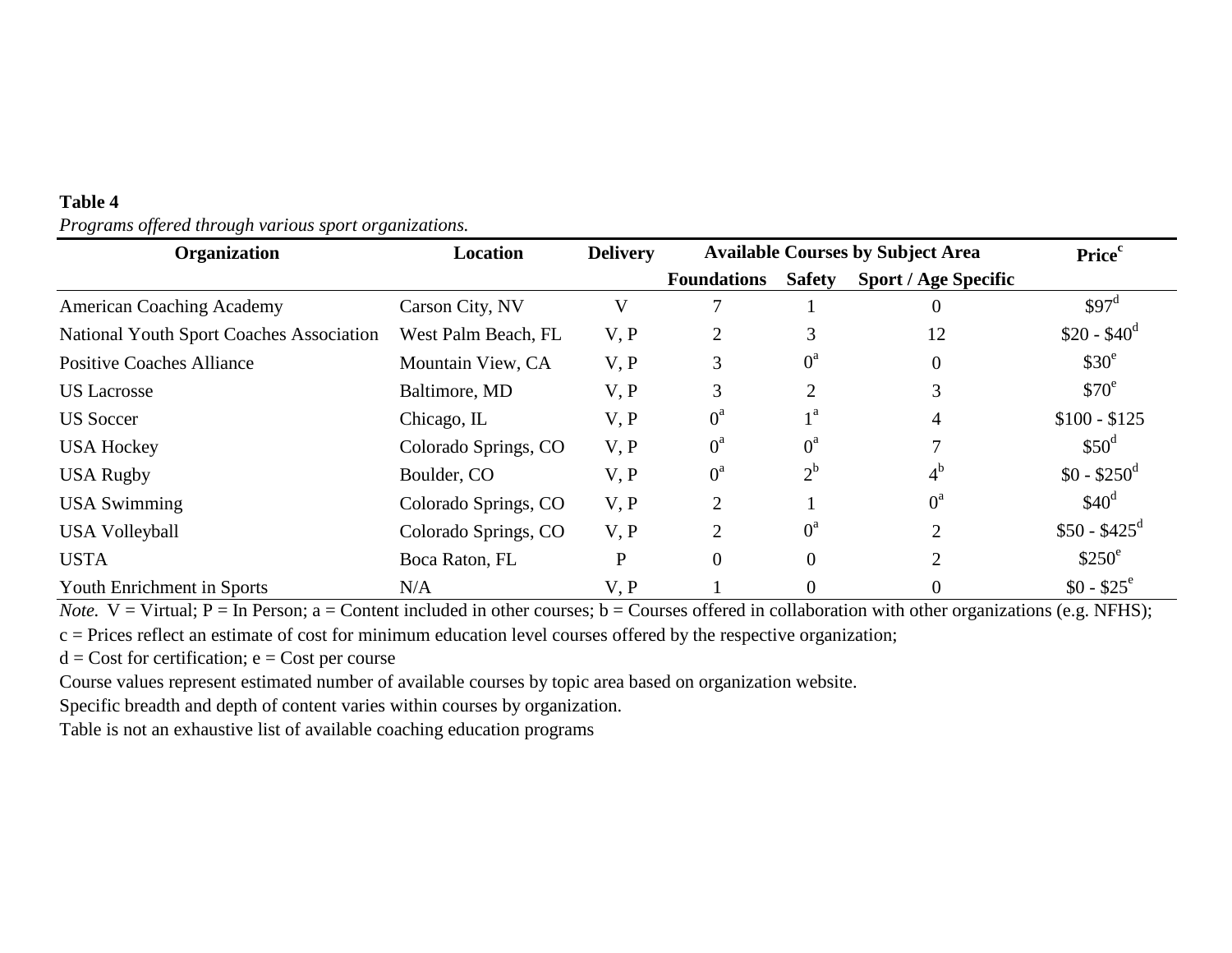**Table 4**

*Programs offered through various sport organizations.*

| Organization | Location | Delivery | Available Courses by Subject Area | | | Price[c] |
|---|---|---|---|---|---|---|
| | | | Foundations | Safety | Sport / Age Specific | |
| American Coaching Academy | Carson City, NV | V | 7 | 1 | 0 | $97[d] |
| National Youth Sport Coaches Association | West Palm Beach, FL | V, P | 2 | 3 | 12 | $20 - $40[d] |
| Positive Coaches Alliance | Mountain View, CA | V, P | 3 | 0[a] | 0 | $30[e] |
| US Lacrosse | Baltimore, MD | V, P | 3 | 2 | 3 | $70[e] |
| US Soccer | Chicago, IL | V, P | 0[a] | 1[a] | 4 | $100 - $125 |
| USA Hockey | Colorado Springs, CO | V, P | 0[a] | 0[a] | 7 | $50[d] |
| USA Rugby | Boulder, CO | V, P | 0[a] | 2[b] | 4[b] | $0 - $250[d] |
| USA Swimming | Colorado Springs, CO | V, P | 2 | 1 | 0[a] | $40[d] |
| USA Volleyball | Colorado Springs, CO | V, P | 2 | 0[a] | 2 | $50 - $425[d] |
| USTA | Boca Raton, FL | P | 0 | 0 | 2 | $250[e] |
| Youth Enrichment in Sports | N/A | V, P | 1 | 0 | 0 | $0 - $25[e] |

*Note.* V = Virtual; P = In Person; a = Content included in other courses; b = Courses offered in collaboration with other organizations (e.g. NFHS);
c = Prices reflect an estimate of cost for minimum education level courses offered by the respective organization;
d = Cost for certification; e = Cost per course
Course values represent estimated number of available courses by topic area based on organization website.
Specific breadth and depth of content varies within courses by organization.
Table is not an exhaustive list of available coaching education programs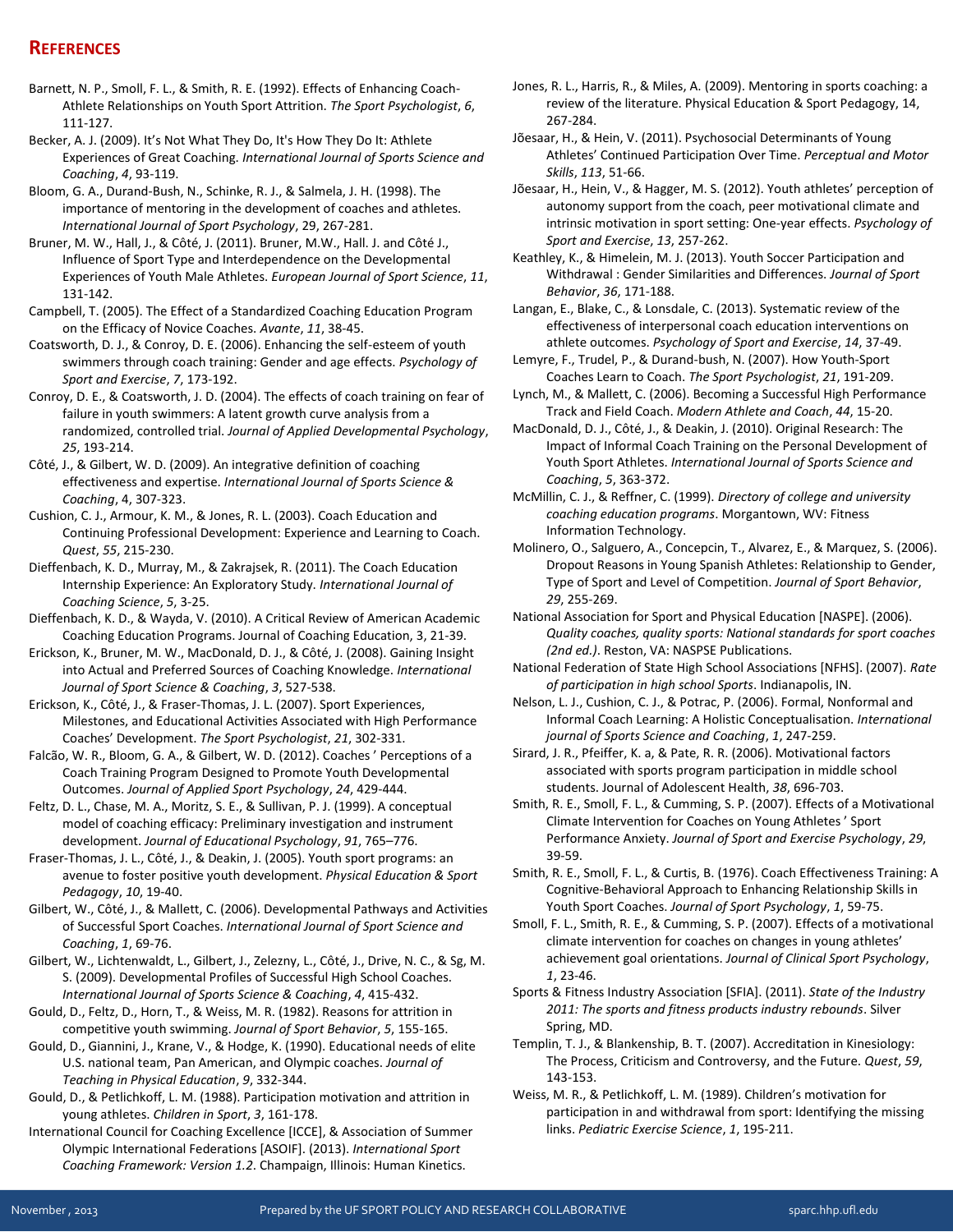## References

Barnett, N. P., Smoll, F. L., & Smith, R. E. (1992). Effects of Enhancing Coach-Athlete Relationships on Youth Sport Attrition. *The Sport Psychologist*, *6*, 111-127.

Becker, A. J. (2009). It's Not What They Do, It's How They Do It: Athlete Experiences of Great Coaching. *International Journal of Sports Science and Coaching*, *4*, 93-119.

Bloom, G. A., Durand-Bush, N., Schinke, R. J., & Salmela, J. H. (1998). The importance of mentoring in the development of coaches and athletes. *International Journal of Sport Psychology*, 29, 267-281.

Bruner, M. W., Hall, J., & Côté, J. (2011). Bruner, M.W., Hall. J. and Côté J., Influence of Sport Type and Interdependence on the Developmental Experiences of Youth Male Athletes. *European Journal of Sport Science*, *11*, 131-142.

Campbell, T. (2005). The Effect of a Standardized Coaching Education Program on the Efficacy of Novice Coaches. *Avante*, *11*, 38-45.

Coatsworth, D. J., & Conroy, D. E. (2006). Enhancing the self-esteem of youth swimmers through coach training: Gender and age effects. *Psychology of Sport and Exercise*, *7*, 173-192.

Conroy, D. E., & Coatsworth, J. D. (2004). The effects of coach training on fear of failure in youth swimmers: A latent growth curve analysis from a randomized, controlled trial. *Journal of Applied Developmental Psychology*, *25*, 193-214.

Côté, J., & Gilbert, W. D. (2009). An integrative definition of coaching effectiveness and expertise. *International Journal of Sports Science & Coaching*, 4, 307-323.

Cushion, C. J., Armour, K. M., & Jones, R. L. (2003). Coach Education and Continuing Professional Development: Experience and Learning to Coach. *Quest*, *55*, 215-230.

Dieffenbach, K. D., Murray, M., & Zakrajsek, R. (2011). The Coach Education Internship Experience: An Exploratory Study. *International Journal of Coaching Science*, *5*, 3-25.

Dieffenbach, K. D., & Wayda, V. (2010). A Critical Review of American Academic Coaching Education Programs. Journal of Coaching Education, 3, 21-39.

Erickson, K., Bruner, M. W., MacDonald, D. J., & Côté, J. (2008). Gaining Insight into Actual and Preferred Sources of Coaching Knowledge. *International Journal of Sport Science & Coaching*, *3*, 527-538.

Erickson, K., Côté, J., & Fraser-Thomas, J. L. (2007). Sport Experiences, Milestones, and Educational Activities Associated with High Performance Coaches' Development. *The Sport Psychologist*, *21*, 302-331.

Falcão, W. R., Bloom, G. A., & Gilbert, W. D. (2012). Coaches ' Perceptions of a Coach Training Program Designed to Promote Youth Developmental Outcomes. *Journal of Applied Sport Psychology*, *24*, 429-444.

Feltz, D. L., Chase, M. A., Moritz, S. E., & Sullivan, P. J. (1999). A conceptual model of coaching efficacy: Preliminary investigation and instrument development. *Journal of Educational Psychology*, *91*, 765–776.

Fraser-Thomas, J. L., Côté, J., & Deakin, J. (2005). Youth sport programs: an avenue to foster positive youth development. *Physical Education & Sport Pedagogy*, *10*, 19-40.

Gilbert, W., Côté, J., & Mallett, C. (2006). Developmental Pathways and Activities of Successful Sport Coaches. *International Journal of Sport Science and Coaching*, *1*, 69-76.

Gilbert, W., Lichtenwaldt, L., Gilbert, J., Zelezny, L., Côté, J., Drive, N. C., & Sg, M. S. (2009). Developmental Profiles of Successful High School Coaches. *International Journal of Sports Science & Coaching*, *4*, 415-432.

Gould, D., Feltz, D., Horn, T., & Weiss, M. R. (1982). Reasons for attrition in competitive youth swimming. *Journal of Sport Behavior*, *5*, 155-165.

Gould, D., Giannini, J., Krane, V., & Hodge, K. (1990). Educational needs of elite U.S. national team, Pan American, and Olympic coaches. *Journal of Teaching in Physical Education*, *9*, 332-344.

Gould, D., & Petlichkoff, L. M. (1988). Participation motivation and attrition in young athletes. *Children in Sport*, *3*, 161-178.

International Council for Coaching Excellence [ICCE], & Association of Summer Olympic International Federations [ASOIF]. (2013). *International Sport Coaching Framework: Version 1.2*. Champaign, Illinois: Human Kinetics.

Jones, R. L., Harris, R., & Miles, A. (2009). Mentoring in sports coaching: a review of the literature. Physical Education & Sport Pedagogy, 14, 267-284.

Jõesaar, H., & Hein, V. (2011). Psychosocial Determinants of Young Athletes' Continued Participation Over Time. *Perceptual and Motor Skills*, *113*, 51-66.

Jõesaar, H., Hein, V., & Hagger, M. S. (2012). Youth athletes' perception of autonomy support from the coach, peer motivational climate and intrinsic motivation in sport setting: One-year effects. *Psychology of Sport and Exercise*, *13*, 257-262.

Keathley, K., & Himelein, M. J. (2013). Youth Soccer Participation and Withdrawal : Gender Similarities and Differences. *Journal of Sport Behavior*, *36*, 171-188.

Langan, E., Blake, C., & Lonsdale, C. (2013). Systematic review of the effectiveness of interpersonal coach education interventions on athlete outcomes. *Psychology of Sport and Exercise*, *14*, 37-49.

Lemyre, F., Trudel, P., & Durand-bush, N. (2007). How Youth-Sport Coaches Learn to Coach. *The Sport Psychologist*, *21*, 191-209.

Lynch, M., & Mallett, C. (2006). Becoming a Successful High Performance Track and Field Coach. *Modern Athlete and Coach*, *44*, 15-20.

MacDonald, D. J., Côté, J., & Deakin, J. (2010). Original Research: The Impact of Informal Coach Training on the Personal Development of Youth Sport Athletes. *International Journal of Sports Science and Coaching*, *5*, 363-372.

McMillin, C. J., & Reffner, C. (1999). *Directory of college and university coaching education programs*. Morgantown, WV: Fitness Information Technology.

Molinero, O., Salguero, A., Concepcin, T., Alvarez, E., & Marquez, S. (2006). Dropout Reasons in Young Spanish Athletes: Relationship to Gender, Type of Sport and Level of Competition. *Journal of Sport Behavior*, *29*, 255-269.

National Association for Sport and Physical Education [NASPE]. (2006). *Quality coaches, quality sports: National standards for sport coaches (2nd ed.)*. Reston, VA: NASPSE Publications.

National Federation of State High School Associations [NFHS]. (2007). *Rate of participation in high school Sports*. Indianapolis, IN.

Nelson, L. J., Cushion, C. J., & Potrac, P. (2006). Formal, Nonformal and Informal Coach Learning: A Holistic Conceptualisation. *International journal of Sports Science and Coaching*, *1*, 247-259.

Sirard, J. R., Pfeiffer, K. a, & Pate, R. R. (2006). Motivational factors associated with sports program participation in middle school students. Journal of Adolescent Health, *38*, 696-703.

Smith, R. E., Smoll, F. L., & Cumming, S. P. (2007). Effects of a Motivational Climate Intervention for Coaches on Young Athletes ' Sport Performance Anxiety. *Journal of Sport and Exercise Psychology*, *29*, 39-59.

Smith, R. E., Smoll, F. L., & Curtis, B. (1976). Coach Effectiveness Training: A Cognitive-Behavioral Approach to Enhancing Relationship Skills in Youth Sport Coaches. *Journal of Sport Psychology*, *1*, 59-75.

Smoll, F. L., Smith, R. E., & Cumming, S. P. (2007). Effects of a motivational climate intervention for coaches on changes in young athletes' achievement goal orientations. *Journal of Clinical Sport Psychology*, *1*, 23-46.

Sports & Fitness Industry Association [SFIA]. (2011). *State of the Industry 2011: The sports and fitness products industry rebounds*. Silver Spring, MD.

Templin, T. J., & Blankenship, B. T. (2007). Accreditation in Kinesiology: The Process, Criticism and Controversy, and the Future. *Quest*, *59*, 143-153.

Weiss, M. R., & Petlichkoff, L. M. (1989). Children's motivation for participation in and withdrawal from sport: Identifying the missing links. *Pediatric Exercise Science*, *1*, 195-211.